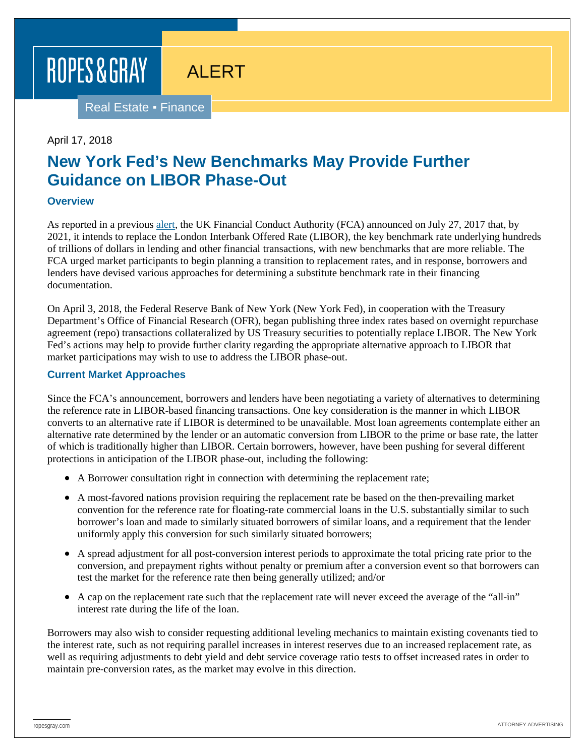ROPES & GRAY

ALERT

Real Estate ▪ Finance

April 17, 2018

# New York Fed's New Benchmarks May Provide Further Guidance on LIBOR Phase-Out

### Overview

As reported in a previous alert, the UK Financial Conduct Authority (FCA) announced on July 27, 2017 that, by 2021, it intends to replace the London Interbank Offered Rate (LIBOR), the key benchmark rate underlying hundreds of trillions of dollars in lending and other financial transactions, with new benchmarks that are more reliable. The FCA urged market participants to begin planning a transition to replacement rates, and in response, borrowers and lenders have devised various approaches for determining a substitute benchmark rate in their financing documentation.

On April 3, 2018, the Federal Reserve Bank of New York (New York Fed), in cooperation with the Treasury Department's Office of Financial Research (OFR), began publishing three index rates based on overnight repurchase agreement (repo) transactions collateralized by US Treasury securities to potentially replace LIBOR. The New York Fed's actions may help to provide further clarity regarding the appropriate alternative approach to LIBOR that market participations may wish to use to address the LIBOR phase-out.

### Current Market Approaches

Since the FCA's announcement, borrowers and lenders have been negotiating a variety of alternatives to determining the reference rate in LIBOR-based financing transactions. One key consideration is the manner in which LIBOR converts to an alternative rate if LIBOR is determined to be unavailable. Most loan agreements contemplate either an alternative rate determined by the lender or an automatic conversion from LIBOR to the prime or base rate, the latter of which is traditionally higher than LIBOR. Certain borrowers, however, have been pushing for several different protections in anticipation of the LIBOR phase-out, including the following:

- A Borrower consultation right in connection with determining the replacement rate;
- A most-favored nations provision requiring the replacement rate be based on the then-prevailing market convention for the reference rate for floating-rate commercial loans in the U.S. substantially similar to such borrower's loan and made to similarly situated borrowers of similar loans, and a requirement that the lender uniformly apply this conversion for such similarly situated borrowers;
- A spread adjustment for all post-conversion interest periods to approximate the total pricing rate prior to the conversion, and prepayment rights without penalty or premium after a conversion event so that borrowers can test the market for the reference rate then being generally utilized; and/or
- A cap on the replacement rate such that the replacement rate will never exceed the average of the "all-in" interest rate during the life of the loan.

Borrowers may also wish to consider requesting additional leveling mechanics to maintain existing covenants tied to the interest rate, such as not requiring parallel increases in interest reserves due to an increased replacement rate, as well as requiring adjustments to debt yield and debt service coverage ratio tests to offset increased rates in order to maintain pre-conversion rates, as the market may evolve in this direction.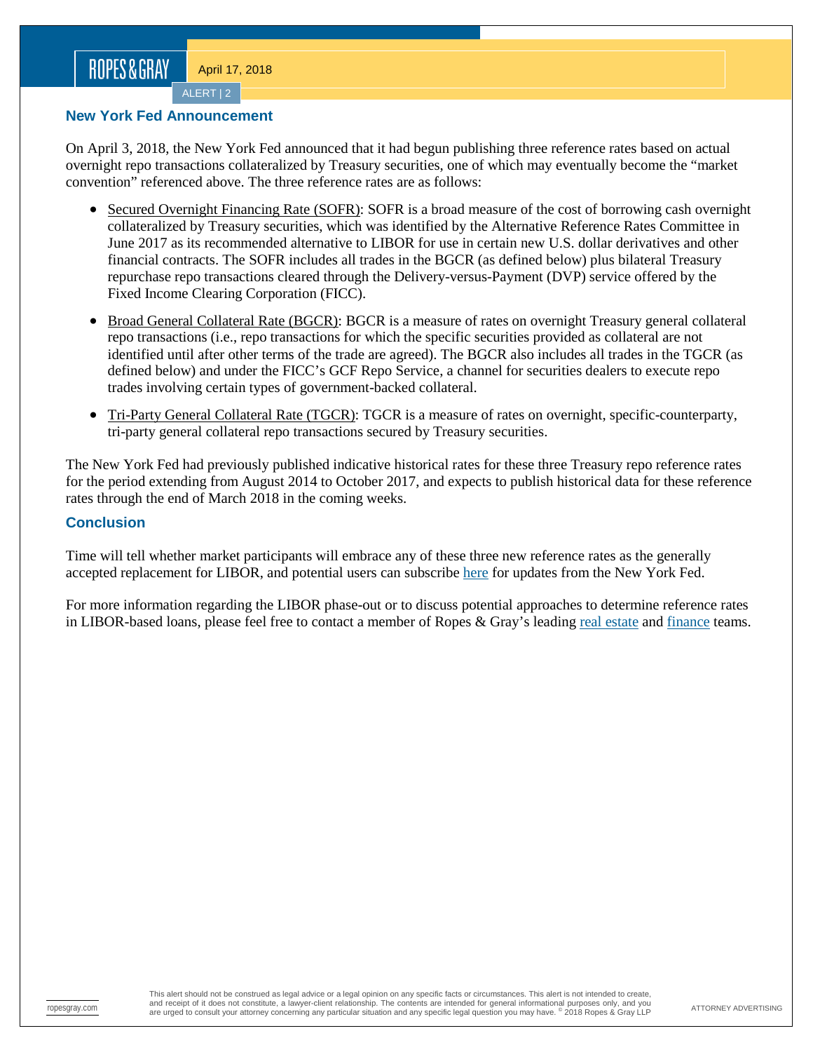## New York Fed Announcement

On April 3, 2018, the New York Fed announced that it had begun publishing three reference rates based on actual overnight repo transactions collateralized by Treasury securities, one of which may eventually become the "market convention" referenced above. The three reference rates are as follows:

- Secured Overnight Financing Rate (SOFR): SOFR is a broad measure of the cost of borrowing cash overnight collateralized by Treasury securities, which was identified by the Alternative Reference Rates Committee in June 2017 as its recommended alternative to LIBOR for use in certain new U.S. dollar derivatives and other financial contracts. The SOFR includes all trades in the BGCR (as defined below) plus bilateral Treasury repurchase repo transactions cleared through the Delivery-versus-Payment (DVP) service offered by the Fixed Income Clearing Corporation (FICC).
- Broad General Collateral Rate (BGCR): BGCR is a measure of rates on overnight Treasury general collateral repo transactions (i.e., repo transactions for which the specific securities provided as collateral are not identified until after other terms of the trade are agreed). The BGCR also includes all trades in the TGCR (as defined below) and under the FICC's GCF Repo Service, a channel for securities dealers to execute repo trades involving certain types of government-backed collateral.
- Tri-Party General Collateral Rate (TGCR): TGCR is a measure of rates on overnight, specific-counterparty, tri-party general collateral repo transactions secured by Treasury securities.

The New York Fed had previously published indicative historical rates for these three Treasury repo reference rates for the period extending from August 2014 to October 2017, and expects to publish historical data for these reference rates through the end of March 2018 in the coming weeks.

## Conclusion

Time will tell whether market participants will embrace any of these three new reference rates as the generally accepted replacement for LIBOR, and potential users can subscribe here for updates from the New York Fed.

For more information regarding the LIBOR phase-out or to discuss potential approaches to determine reference rates in LIBOR-based loans, please feel free to contact a member of Ropes & Gray's leading real estate and finance teams.

This alert should not be construed as legal advice or a legal opinion on any specific facts or circumstances. This alert is not intended to create, and receipt of it does not constitute, a lawyer-client relationship. The contents are intended for general informational purposes only, and you are urged to consult your attorney concerning any particular situation and any specific legal question you may have. © 2018 Ropes & Gray LLP

ATTORNEY ADVERTISING